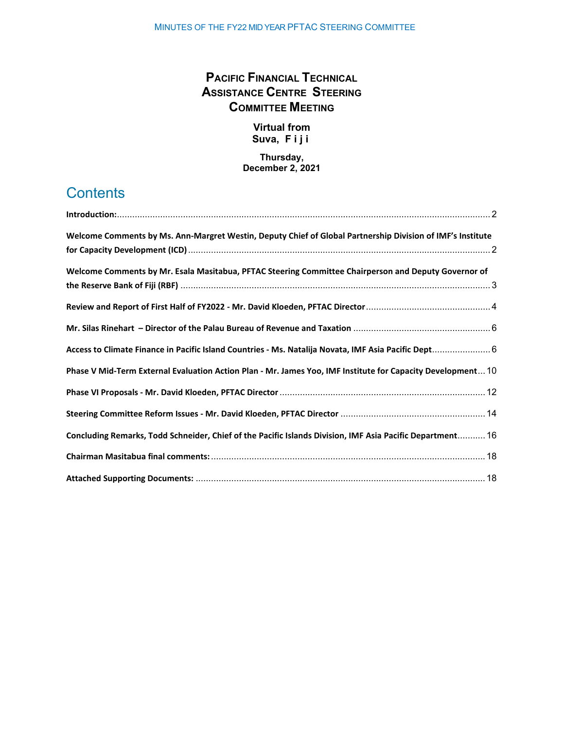# Pacific Financial Technical Assistance Centre Steering Committee Meeting

**Virtual from Suva, Fiji**

**Thursday, December 2, 2021**

## Contents

**Introduction:** .... 2

**Welcome Comments by Ms. Ann-Margret Westin, Deputy Chief of Global Partnership Division of IMF's Institute for Capacity Development (ICD)** .... 2

**Welcome Comments by Mr. Esala Masitabua, PFTAC Steering Committee Chairperson and Deputy Governor of the Reserve Bank of Fiji (RBF)** .... 3

**Review and Report of First Half of FY2022 - Mr. David Kloeden, PFTAC Director** .... 4

**Mr. Silas Rinehart – Director of the Palau Bureau of Revenue and Taxation** .... 6

**Access to Climate Finance in Pacific Island Countries - Ms. Natalija Novata, IMF Asia Pacific Dept** .... 6

**Phase V Mid-Term External Evaluation Action Plan - Mr. James Yoo, IMF Institute for Capacity Development** .... 10

**Phase VI Proposals - Mr. David Kloeden, PFTAC Director** .... 12

**Steering Committee Reform Issues - Mr. David Kloeden, PFTAC Director** .... 14

**Concluding Remarks, Todd Schneider, Chief of the Pacific Islands Division, IMF Asia Pacific Department** .... 16

**Chairman Masitabua final comments:** .... 18

**Attached Supporting Documents:** .... 18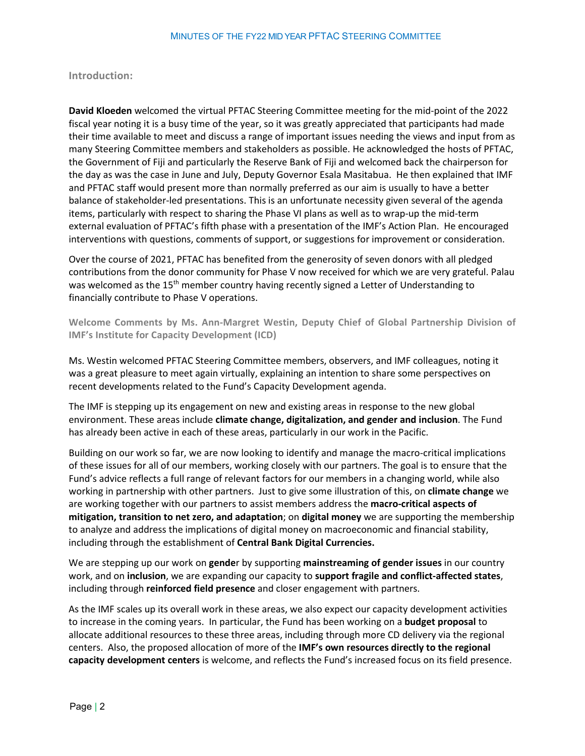## Introduction:

**David Kloeden** welcomed the virtual PFTAC Steering Committee meeting for the mid-point of the 2022 fiscal year noting it is a busy time of the year, so it was greatly appreciated that participants had made their time available to meet and discuss a range of important issues needing the views and input from as many Steering Committee members and stakeholders as possible. He acknowledged the hosts of PFTAC, the Government of Fiji and particularly the Reserve Bank of Fiji and welcomed back the chairperson for the day as was the case in June and July, Deputy Governor Esala Masitabua. He then explained that IMF and PFTAC staff would present more than normally preferred as our aim is usually to have a better balance of stakeholder-led presentations. This is an unfortunate necessity given several of the agenda items, particularly with respect to sharing the Phase VI plans as well as to wrap-up the mid-term external evaluation of PFTAC's fifth phase with a presentation of the IMF's Action Plan. He encouraged interventions with questions, comments of support, or suggestions for improvement or consideration.

Over the course of 2021, PFTAC has benefited from the generosity of seven donors with all pledged contributions from the donor community for Phase V now received for which we are very grateful. Palau was welcomed as the 15th member country having recently signed a Letter of Understanding to financially contribute to Phase V operations.

### Welcome Comments by Ms. Ann-Margret Westin, Deputy Chief of Global Partnership Division of IMF's Institute for Capacity Development (ICD)

Ms. Westin welcomed PFTAC Steering Committee members, observers, and IMF colleagues, noting it was a great pleasure to meet again virtually, explaining an intention to share some perspectives on recent developments related to the Fund's Capacity Development agenda.

The IMF is stepping up its engagement on new and existing areas in response to the new global environment. These areas include **climate change, digitalization, and gender and inclusion**. The Fund has already been active in each of these areas, particularly in our work in the Pacific.

Building on our work so far, we are now looking to identify and manage the macro-critical implications of these issues for all of our members, working closely with our partners. The goal is to ensure that the Fund's advice reflects a full range of relevant factors for our members in a changing world, while also working in partnership with other partners. Just to give some illustration of this, on **climate change** we are working together with our partners to assist members address the **macro-critical aspects of mitigation, transition to net zero, and adaptation**; on **digital money** we are supporting the membership to analyze and address the implications of digital money on macroeconomic and financial stability, including through the establishment of **Central Bank Digital Currencies.**

We are stepping up our work on **gende**r by supporting **mainstreaming of gender issues** in our country work, and on **inclusion**, we are expanding our capacity to **support fragile and conflict-affected states**, including through **reinforced field presence** and closer engagement with partners.

As the IMF scales up its overall work in these areas, we also expect our capacity development activities to increase in the coming years. In particular, the Fund has been working on a **budget proposal** to allocate additional resources to these three areas, including through more CD delivery via the regional centers. Also, the proposed allocation of more of the **IMF's own resources directly to the regional capacity development centers** is welcome, and reflects the Fund's increased focus on its field presence.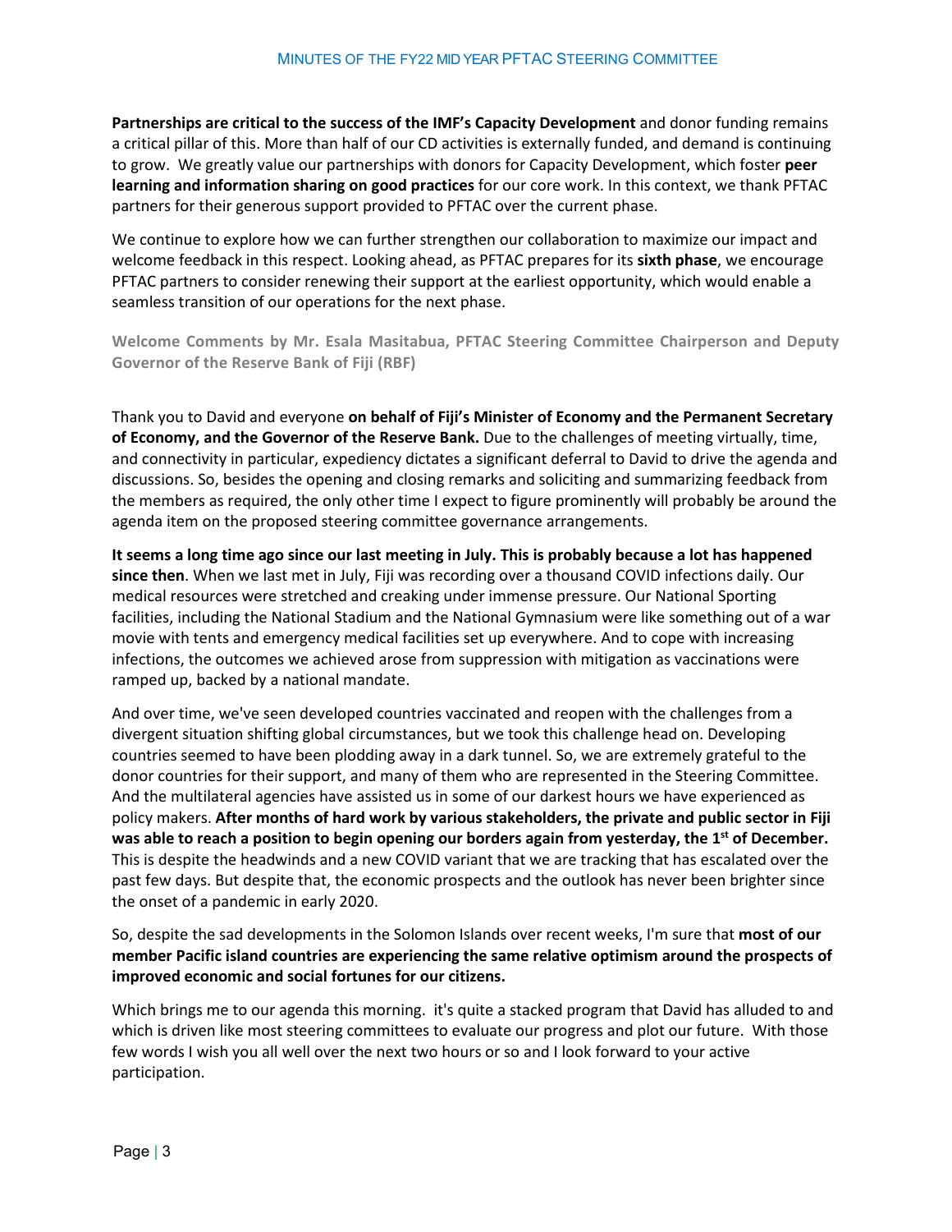**Partnerships are critical to the success of the IMF's Capacity Development** and donor funding remains a critical pillar of this. More than half of our CD activities is externally funded, and demand is continuing to grow. We greatly value our partnerships with donors for Capacity Development, which foster **peer learning and information sharing on good practices** for our core work. In this context, we thank PFTAC partners for their generous support provided to PFTAC over the current phase.

We continue to explore how we can further strengthen our collaboration to maximize our impact and welcome feedback in this respect. Looking ahead, as PFTAC prepares for its **sixth phase**, we encourage PFTAC partners to consider renewing their support at the earliest opportunity, which would enable a seamless transition of our operations for the next phase.

### Welcome Comments by Mr. Esala Masitabua, PFTAC Steering Committee Chairperson and Deputy Governor of the Reserve Bank of Fiji (RBF)

Thank you to David and everyone **on behalf of Fiji's Minister of Economy and the Permanent Secretary of Economy, and the Governor of the Reserve Bank.** Due to the challenges of meeting virtually, time, and connectivity in particular, expediency dictates a significant deferral to David to drive the agenda and discussions. So, besides the opening and closing remarks and soliciting and summarizing feedback from the members as required, the only other time I expect to figure prominently will probably be around the agenda item on the proposed steering committee governance arrangements.

**It seems a long time ago since our last meeting in July. This is probably because a lot has happened since then**. When we last met in July, Fiji was recording over a thousand COVID infections daily. Our medical resources were stretched and creaking under immense pressure. Our National Sporting facilities, including the National Stadium and the National Gymnasium were like something out of a war movie with tents and emergency medical facilities set up everywhere. And to cope with increasing infections, the outcomes we achieved arose from suppression with mitigation as vaccinations were ramped up, backed by a national mandate.

And over time, we've seen developed countries vaccinated and reopen with the challenges from a divergent situation shifting global circumstances, but we took this challenge head on. Developing countries seemed to have been plodding away in a dark tunnel. So, we are extremely grateful to the donor countries for their support, and many of them who are represented in the Steering Committee. And the multilateral agencies have assisted us in some of our darkest hours we have experienced as policy makers. **After months of hard work by various stakeholders, the private and public sector in Fiji was able to reach a position to begin opening our borders again from yesterday, the 1st of December.** This is despite the headwinds and a new COVID variant that we are tracking that has escalated over the past few days. But despite that, the economic prospects and the outlook has never been brighter since the onset of a pandemic in early 2020.

So, despite the sad developments in the Solomon Islands over recent weeks, I'm sure that **most of our member Pacific island countries are experiencing the same relative optimism around the prospects of improved economic and social fortunes for our citizens.**

Which brings me to our agenda this morning. it's quite a stacked program that David has alluded to and which is driven like most steering committees to evaluate our progress and plot our future. With those few words I wish you all well over the next two hours or so and I look forward to your active participation.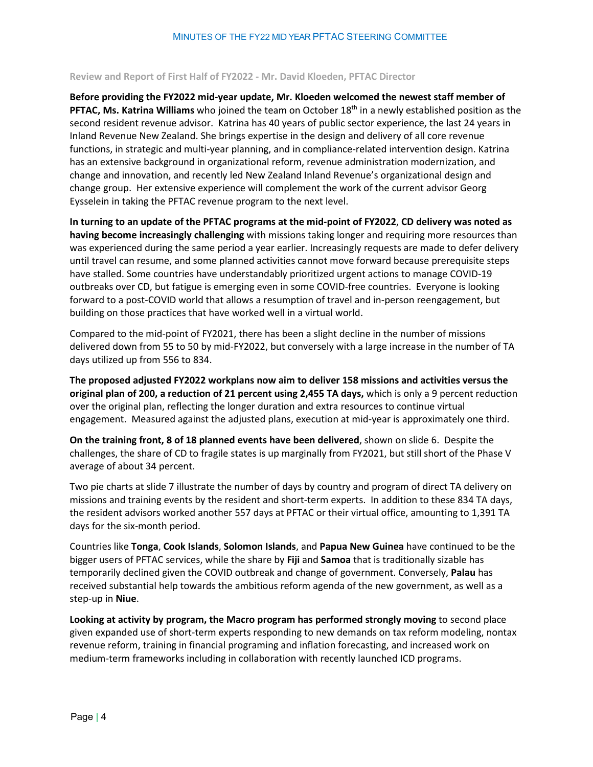### Review and Report of First Half of FY2022 - Mr. David Kloeden, PFTAC Director

**Before providing the FY2022 mid-year update, Mr. Kloeden welcomed the newest staff member of PFTAC, Ms. Katrina Williams** who joined the team on October 18th in a newly established position as the second resident revenue advisor. Katrina has 40 years of public sector experience, the last 24 years in Inland Revenue New Zealand. She brings expertise in the design and delivery of all core revenue functions, in strategic and multi-year planning, and in compliance-related intervention design. Katrina has an extensive background in organizational reform, revenue administration modernization, and change and innovation, and recently led New Zealand Inland Revenue's organizational design and change group. Her extensive experience will complement the work of the current advisor Georg Eysselein in taking the PFTAC revenue program to the next level.

**In turning to an update of the PFTAC programs at the mid-point of FY2022**, **CD delivery was noted as having become increasingly challenging** with missions taking longer and requiring more resources than was experienced during the same period a year earlier. Increasingly requests are made to defer delivery until travel can resume, and some planned activities cannot move forward because prerequisite steps have stalled. Some countries have understandably prioritized urgent actions to manage COVID-19 outbreaks over CD, but fatigue is emerging even in some COVID-free countries. Everyone is looking forward to a post-COVID world that allows a resumption of travel and in-person reengagement, but building on those practices that have worked well in a virtual world.

Compared to the mid-point of FY2021, there has been a slight decline in the number of missions delivered down from 55 to 50 by mid-FY2022, but conversely with a large increase in the number of TA days utilized up from 556 to 834.

**The proposed adjusted FY2022 workplans now aim to deliver 158 missions and activities versus the original plan of 200, a reduction of 21 percent using 2,455 TA days,** which is only a 9 percent reduction over the original plan, reflecting the longer duration and extra resources to continue virtual engagement. Measured against the adjusted plans, execution at mid-year is approximately one third.

**On the training front, 8 of 18 planned events have been delivered**, shown on slide 6. Despite the challenges, the share of CD to fragile states is up marginally from FY2021, but still short of the Phase V average of about 34 percent.

Two pie charts at slide 7 illustrate the number of days by country and program of direct TA delivery on missions and training events by the resident and short-term experts. In addition to these 834 TA days, the resident advisors worked another 557 days at PFTAC or their virtual office, amounting to 1,391 TA days for the six-month period.

Countries like **Tonga**, **Cook Islands**, **Solomon Islands**, and **Papua New Guinea** have continued to be the bigger users of PFTAC services, while the share by **Fiji** and **Samoa** that is traditionally sizable has temporarily declined given the COVID outbreak and change of government. Conversely, **Palau** has received substantial help towards the ambitious reform agenda of the new government, as well as a step-up in **Niue**.

**Looking at activity by program, the Macro program has performed strongly moving** to second place given expanded use of short-term experts responding to new demands on tax reform modeling, nontax revenue reform, training in financial programing and inflation forecasting, and increased work on medium-term frameworks including in collaboration with recently launched ICD programs.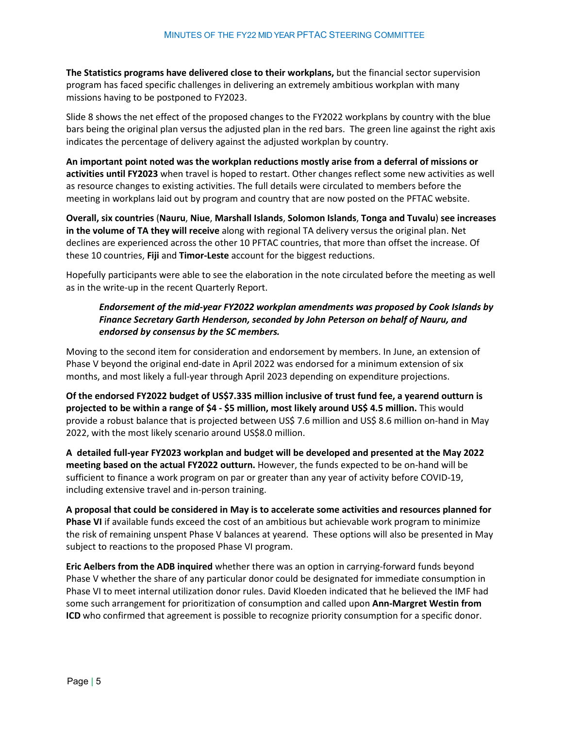**The Statistics programs have delivered close to their workplans,** but the financial sector supervision program has faced specific challenges in delivering an extremely ambitious workplan with many missions having to be postponed to FY2023.

Slide 8 shows the net effect of the proposed changes to the FY2022 workplans by country with the blue bars being the original plan versus the adjusted plan in the red bars. The green line against the right axis indicates the percentage of delivery against the adjusted workplan by country.

**An important point noted was the workplan reductions mostly arise from a deferral of missions or activities until FY2023** when travel is hoped to restart. Other changes reflect some new activities as well as resource changes to existing activities. The full details were circulated to members before the meeting in workplans laid out by program and country that are now posted on the PFTAC website.

**Overall, six countries** (**Nauru**, **Niue**, **Marshall Islands**, **Solomon Islands**, **Tonga and Tuvalu**) **see increases in the volume of TA they will receive** along with regional TA delivery versus the original plan. Net declines are experienced across the other 10 PFTAC countries, that more than offset the increase. Of these 10 countries, **Fiji** and **Timor-Leste** account for the biggest reductions.

Hopefully participants were able to see the elaboration in the note circulated before the meeting as well as in the write-up in the recent Quarterly Report.

> ***Endorsement of the mid-year FY2022 workplan amendments was proposed by Cook Islands by Finance Secretary Garth Henderson, seconded by John Peterson on behalf of Nauru, and endorsed by consensus by the SC members.***

Moving to the second item for consideration and endorsement by members. In June, an extension of Phase V beyond the original end-date in April 2022 was endorsed for a minimum extension of six months, and most likely a full-year through April 2023 depending on expenditure projections.

**Of the endorsed FY2022 budget of US$7.335 million inclusive of trust fund fee, a yearend outturn is projected to be within a range of $4 - $5 million, most likely around US$ 4.5 million.** This would provide a robust balance that is projected between US$ 7.6 million and US$ 8.6 million on-hand in May 2022, with the most likely scenario around US$8.0 million.

**A detailed full-year FY2023 workplan and budget will be developed and presented at the May 2022 meeting based on the actual FY2022 outturn.** However, the funds expected to be on-hand will be sufficient to finance a work program on par or greater than any year of activity before COVID-19, including extensive travel and in-person training.

**A proposal that could be considered in May is to accelerate some activities and resources planned for Phase VI** if available funds exceed the cost of an ambitious but achievable work program to minimize the risk of remaining unspent Phase V balances at yearend. These options will also be presented in May subject to reactions to the proposed Phase VI program.

**Eric Aelbers from the ADB inquired** whether there was an option in carrying-forward funds beyond Phase V whether the share of any particular donor could be designated for immediate consumption in Phase VI to meet internal utilization donor rules. David Kloeden indicated that he believed the IMF had some such arrangement for prioritization of consumption and called upon **Ann-Margret Westin from ICD** who confirmed that agreement is possible to recognize priority consumption for a specific donor.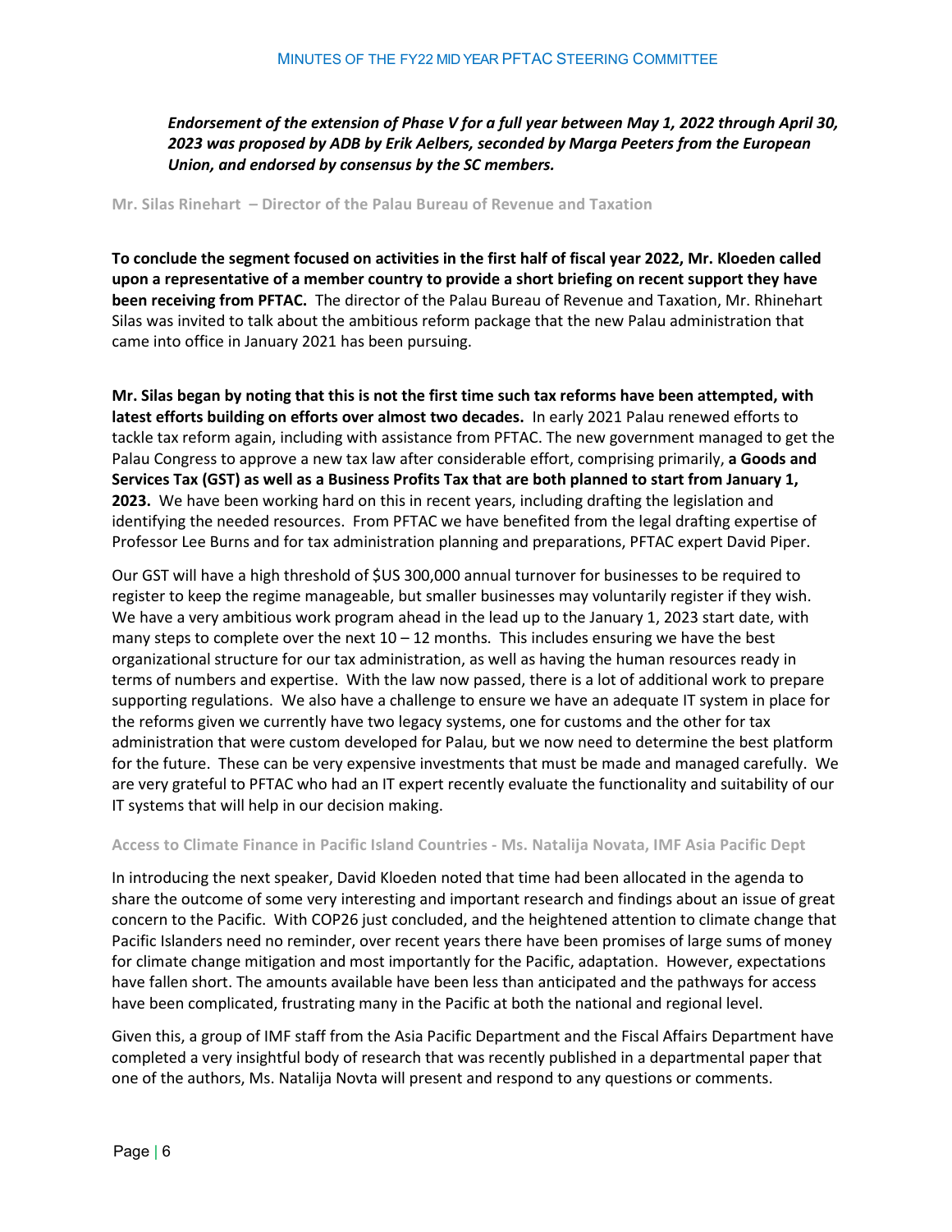***Endorsement of the extension of Phase V for a full year between May 1, 2022 through April 30, 2023 was proposed by ADB by Erik Aelbers, seconded by Marga Peeters from the European Union, and endorsed by consensus by the SC members.***

### Mr. Silas Rinehart – Director of the Palau Bureau of Revenue and Taxation

**To conclude the segment focused on activities in the first half of fiscal year 2022, Mr. Kloeden called upon a representative of a member country to provide a short briefing on recent support they have been receiving from PFTAC.** The director of the Palau Bureau of Revenue and Taxation, Mr. Rhinehart Silas was invited to talk about the ambitious reform package that the new Palau administration that came into office in January 2021 has been pursuing.

**Mr. Silas began by noting that this is not the first time such tax reforms have been attempted, with latest efforts building on efforts over almost two decades.** In early 2021 Palau renewed efforts to tackle tax reform again, including with assistance from PFTAC. The new government managed to get the Palau Congress to approve a new tax law after considerable effort, comprising primarily, **a Goods and Services Tax (GST) as well as a Business Profits Tax that are both planned to start from January 1, 2023.** We have been working hard on this in recent years, including drafting the legislation and identifying the needed resources. From PFTAC we have benefited from the legal drafting expertise of Professor Lee Burns and for tax administration planning and preparations, PFTAC expert David Piper.

Our GST will have a high threshold of $US 300,000 annual turnover for businesses to be required to register to keep the regime manageable, but smaller businesses may voluntarily register if they wish. We have a very ambitious work program ahead in the lead up to the January 1, 2023 start date, with many steps to complete over the next 10 – 12 months. This includes ensuring we have the best organizational structure for our tax administration, as well as having the human resources ready in terms of numbers and expertise. With the law now passed, there is a lot of additional work to prepare supporting regulations. We also have a challenge to ensure we have an adequate IT system in place for the reforms given we currently have two legacy systems, one for customs and the other for tax administration that were custom developed for Palau, but we now need to determine the best platform for the future. These can be very expensive investments that must be made and managed carefully. We are very grateful to PFTAC who had an IT expert recently evaluate the functionality and suitability of our IT systems that will help in our decision making.

### Access to Climate Finance in Pacific Island Countries - Ms. Natalija Novata, IMF Asia Pacific Dept

In introducing the next speaker, David Kloeden noted that time had been allocated in the agenda to share the outcome of some very interesting and important research and findings about an issue of great concern to the Pacific. With COP26 just concluded, and the heightened attention to climate change that Pacific Islanders need no reminder, over recent years there have been promises of large sums of money for climate change mitigation and most importantly for the Pacific, adaptation. However, expectations have fallen short. The amounts available have been less than anticipated and the pathways for access have been complicated, frustrating many in the Pacific at both the national and regional level.

Given this, a group of IMF staff from the Asia Pacific Department and the Fiscal Affairs Department have completed a very insightful body of research that was recently published in a departmental paper that one of the authors, Ms. Natalija Novta will present and respond to any questions or comments.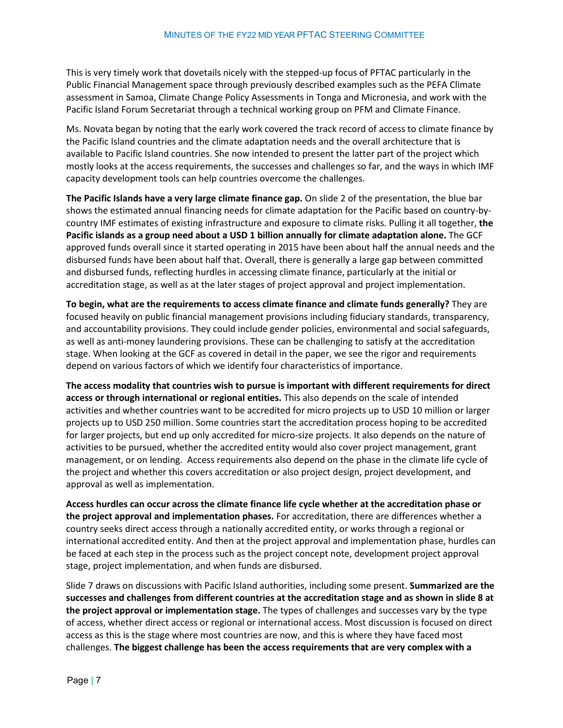This is very timely work that dovetails nicely with the stepped-up focus of PFTAC particularly in the Public Financial Management space through previously described examples such as the PEFA Climate assessment in Samoa, Climate Change Policy Assessments in Tonga and Micronesia, and work with the Pacific Island Forum Secretariat through a technical working group on PFM and Climate Finance.

Ms. Novata began by noting that the early work covered the track record of access to climate finance by the Pacific Island countries and the climate adaptation needs and the overall architecture that is available to Pacific Island countries. She now intended to present the latter part of the project which mostly looks at the access requirements, the successes and challenges so far, and the ways in which IMF capacity development tools can help countries overcome the challenges.

**The Pacific Islands have a very large climate finance gap.** On slide 2 of the presentation, the blue bar shows the estimated annual financing needs for climate adaptation for the Pacific based on country-by-country IMF estimates of existing infrastructure and exposure to climate risks. Pulling it all together, **the Pacific islands as a group need about a USD 1 billion annually for climate adaptation alone.** The GCF approved funds overall since it started operating in 2015 have been about half the annual needs and the disbursed funds have been about half that. Overall, there is generally a large gap between committed and disbursed funds, reflecting hurdles in accessing climate finance, particularly at the initial or accreditation stage, as well as at the later stages of project approval and project implementation.

**To begin, what are the requirements to access climate finance and climate funds generally?** They are focused heavily on public financial management provisions including fiduciary standards, transparency, and accountability provisions. They could include gender policies, environmental and social safeguards, as well as anti-money laundering provisions. These can be challenging to satisfy at the accreditation stage. When looking at the GCF as covered in detail in the paper, we see the rigor and requirements depend on various factors of which we identify four characteristics of importance.

**The access modality that countries wish to pursue is important with different requirements for direct access or through international or regional entities.** This also depends on the scale of intended activities and whether countries want to be accredited for micro projects up to USD 10 million or larger projects up to USD 250 million. Some countries start the accreditation process hoping to be accredited for larger projects, but end up only accredited for micro-size projects. It also depends on the nature of activities to be pursued, whether the accredited entity would also cover project management, grant management, or on lending. Access requirements also depend on the phase in the climate life cycle of the project and whether this covers accreditation or also project design, project development, and approval as well as implementation.

**Access hurdles can occur across the climate finance life cycle whether at the accreditation phase or the project approval and implementation phases.** For accreditation, there are differences whether a country seeks direct access through a nationally accredited entity, or works through a regional or international accredited entity. And then at the project approval and implementation phase, hurdles can be faced at each step in the process such as the project concept note, development project approval stage, project implementation, and when funds are disbursed.

Slide 7 draws on discussions with Pacific Island authorities, including some present. **Summarized are the successes and challenges from different countries at the accreditation stage and as shown in slide 8 at the project approval or implementation stage.** The types of challenges and successes vary by the type of access, whether direct access or regional or international access. Most discussion is focused on direct access as this is the stage where most countries are now, and this is where they have faced most challenges. **The biggest challenge has been the access requirements that are very complex with a**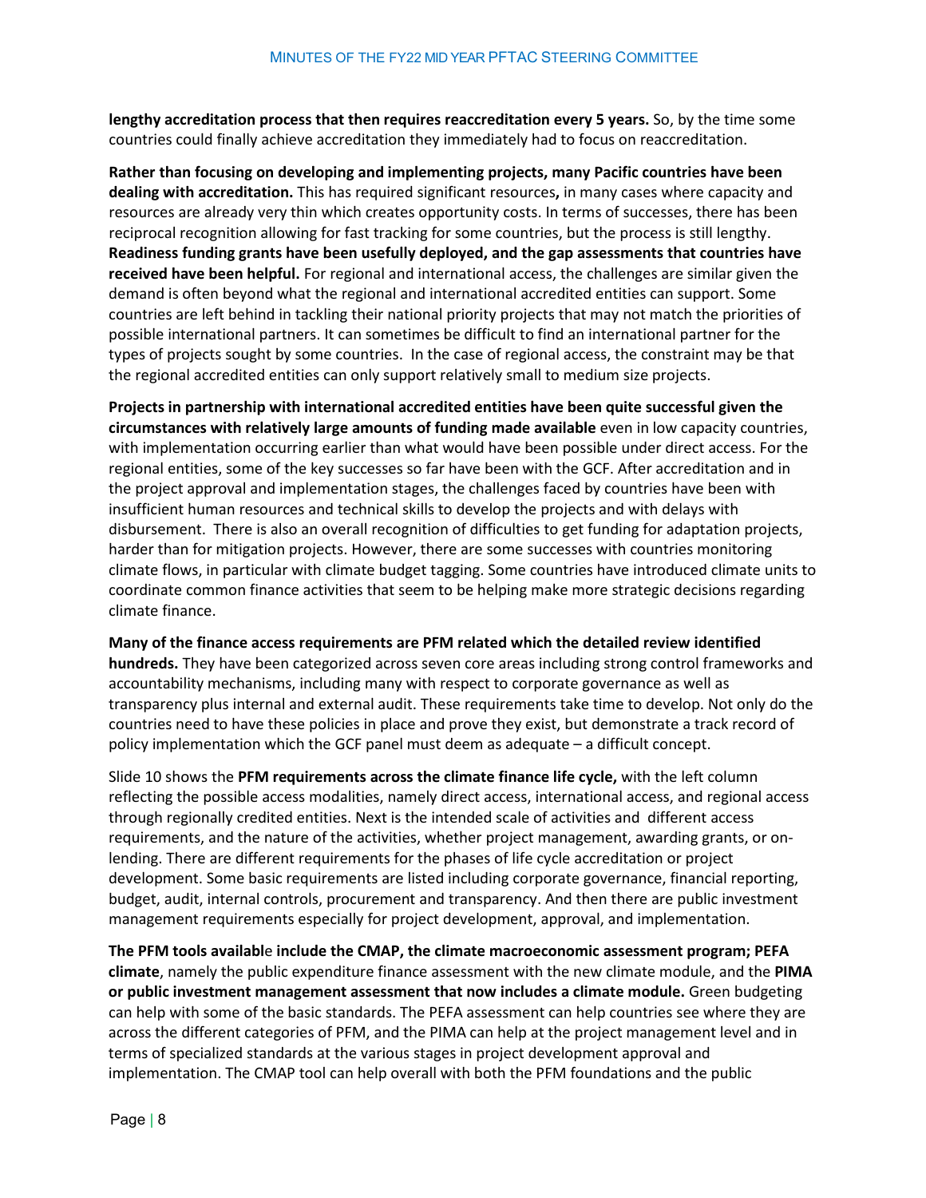**lengthy accreditation process that then requires reaccreditation every 5 years.** So, by the time some countries could finally achieve accreditation they immediately had to focus on reaccreditation.

**Rather than focusing on developing and implementing projects, many Pacific countries have been dealing with accreditation.** This has required significant resources**,** in many cases where capacity and resources are already very thin which creates opportunity costs. In terms of successes, there has been reciprocal recognition allowing for fast tracking for some countries, but the process is still lengthy. **Readiness funding grants have been usefully deployed, and the gap assessments that countries have received have been helpful.** For regional and international access, the challenges are similar given the demand is often beyond what the regional and international accredited entities can support. Some countries are left behind in tackling their national priority projects that may not match the priorities of possible international partners. It can sometimes be difficult to find an international partner for the types of projects sought by some countries. In the case of regional access, the constraint may be that the regional accredited entities can only support relatively small to medium size projects.

**Projects in partnership with international accredited entities have been quite successful given the circumstances with relatively large amounts of funding made available** even in low capacity countries, with implementation occurring earlier than what would have been possible under direct access. For the regional entities, some of the key successes so far have been with the GCF. After accreditation and in the project approval and implementation stages, the challenges faced by countries have been with insufficient human resources and technical skills to develop the projects and with delays with disbursement. There is also an overall recognition of difficulties to get funding for adaptation projects, harder than for mitigation projects. However, there are some successes with countries monitoring climate flows, in particular with climate budget tagging. Some countries have introduced climate units to coordinate common finance activities that seem to be helping make more strategic decisions regarding climate finance.

**Many of the finance access requirements are PFM related which the detailed review identified hundreds.** They have been categorized across seven core areas including strong control frameworks and accountability mechanisms, including many with respect to corporate governance as well as transparency plus internal and external audit. These requirements take time to develop. Not only do the countries need to have these policies in place and prove they exist, but demonstrate a track record of policy implementation which the GCF panel must deem as adequate – a difficult concept.

Slide 10 shows the **PFM requirements across the climate finance life cycle,** with the left column reflecting the possible access modalities, namely direct access, international access, and regional access through regionally credited entities. Next is the intended scale of activities and different access requirements, and the nature of the activities, whether project management, awarding grants, or on-lending. There are different requirements for the phases of life cycle accreditation or project development. Some basic requirements are listed including corporate governance, financial reporting, budget, audit, internal controls, procurement and transparency. And then there are public investment management requirements especially for project development, approval, and implementation.

**The PFM tools availabl**e **include the CMAP, the climate macroeconomic assessment program; PEFA climate**, namely the public expenditure finance assessment with the new climate module, and the **PIMA or public investment management assessment that now includes a climate module.** Green budgeting can help with some of the basic standards. The PEFA assessment can help countries see where they are across the different categories of PFM, and the PIMA can help at the project management level and in terms of specialized standards at the various stages in project development approval and implementation. The CMAP tool can help overall with both the PFM foundations and the public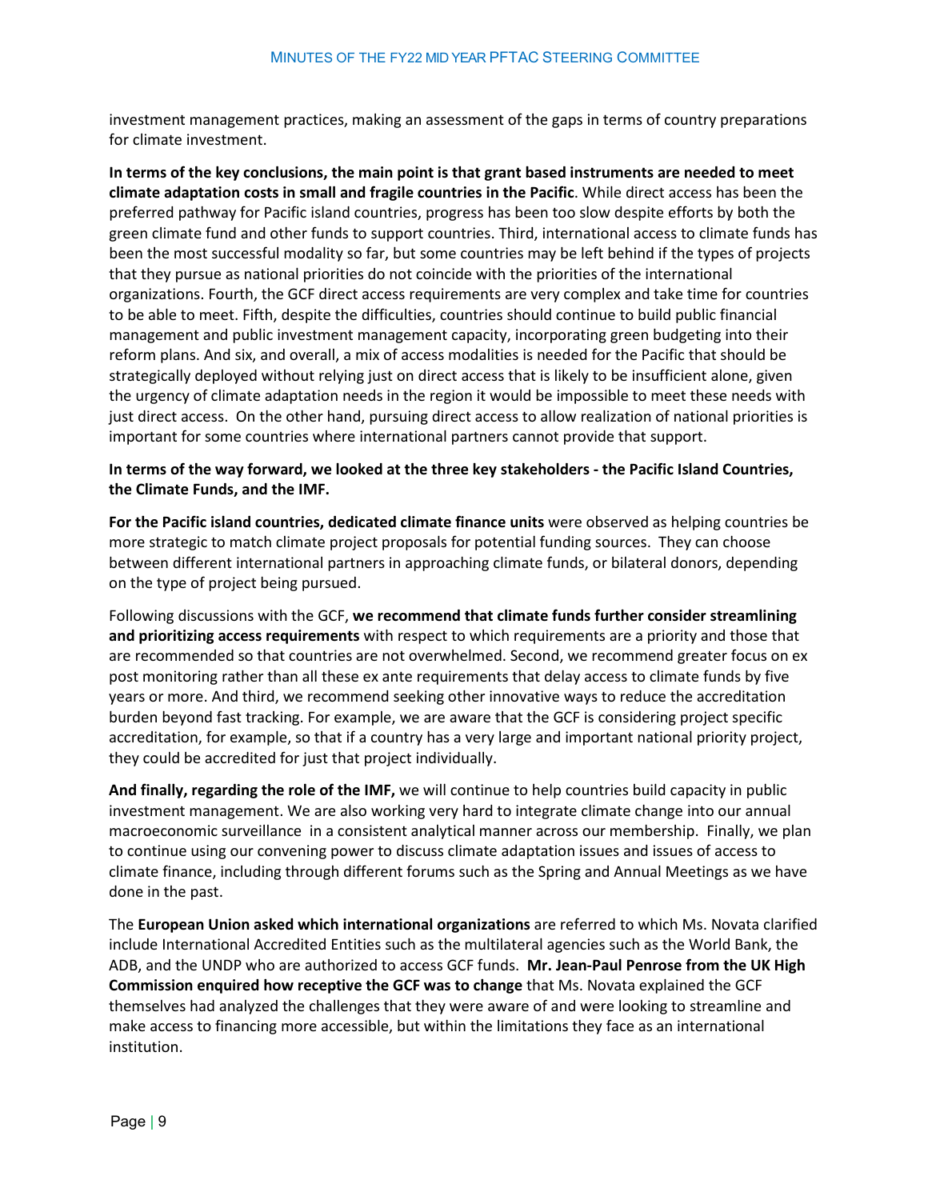investment management practices, making an assessment of the gaps in terms of country preparations for climate investment.

**In terms of the key conclusions, the main point is that grant based instruments are needed to meet climate adaptation costs in small and fragile countries in the Pacific**. While direct access has been the preferred pathway for Pacific island countries, progress has been too slow despite efforts by both the green climate fund and other funds to support countries. Third, international access to climate funds has been the most successful modality so far, but some countries may be left behind if the types of projects that they pursue as national priorities do not coincide with the priorities of the international organizations. Fourth, the GCF direct access requirements are very complex and take time for countries to be able to meet. Fifth, despite the difficulties, countries should continue to build public financial management and public investment management capacity, incorporating green budgeting into their reform plans. And six, and overall, a mix of access modalities is needed for the Pacific that should be strategically deployed without relying just on direct access that is likely to be insufficient alone, given the urgency of climate adaptation needs in the region it would be impossible to meet these needs with just direct access. On the other hand, pursuing direct access to allow realization of national priorities is important for some countries where international partners cannot provide that support.

**In terms of the way forward, we looked at the three key stakeholders - the Pacific Island Countries, the Climate Funds, and the IMF.**

**For the Pacific island countries, dedicated climate finance units** were observed as helping countries be more strategic to match climate project proposals for potential funding sources. They can choose between different international partners in approaching climate funds, or bilateral donors, depending on the type of project being pursued.

Following discussions with the GCF, **we recommend that climate funds further consider streamlining and prioritizing access requirements** with respect to which requirements are a priority and those that are recommended so that countries are not overwhelmed. Second, we recommend greater focus on ex post monitoring rather than all these ex ante requirements that delay access to climate funds by five years or more. And third, we recommend seeking other innovative ways to reduce the accreditation burden beyond fast tracking. For example, we are aware that the GCF is considering project specific accreditation, for example, so that if a country has a very large and important national priority project, they could be accredited for just that project individually.

**And finally, regarding the role of the IMF,** we will continue to help countries build capacity in public investment management. We are also working very hard to integrate climate change into our annual macroeconomic surveillance in a consistent analytical manner across our membership. Finally, we plan to continue using our convening power to discuss climate adaptation issues and issues of access to climate finance, including through different forums such as the Spring and Annual Meetings as we have done in the past.

The **European Union asked which international organizations** are referred to which Ms. Novata clarified include International Accredited Entities such as the multilateral agencies such as the World Bank, the ADB, and the UNDP who are authorized to access GCF funds. **Mr. Jean-Paul Penrose from the UK High Commission enquired how receptive the GCF was to change** that Ms. Novata explained the GCF themselves had analyzed the challenges that they were aware of and were looking to streamline and make access to financing more accessible, but within the limitations they face as an international institution.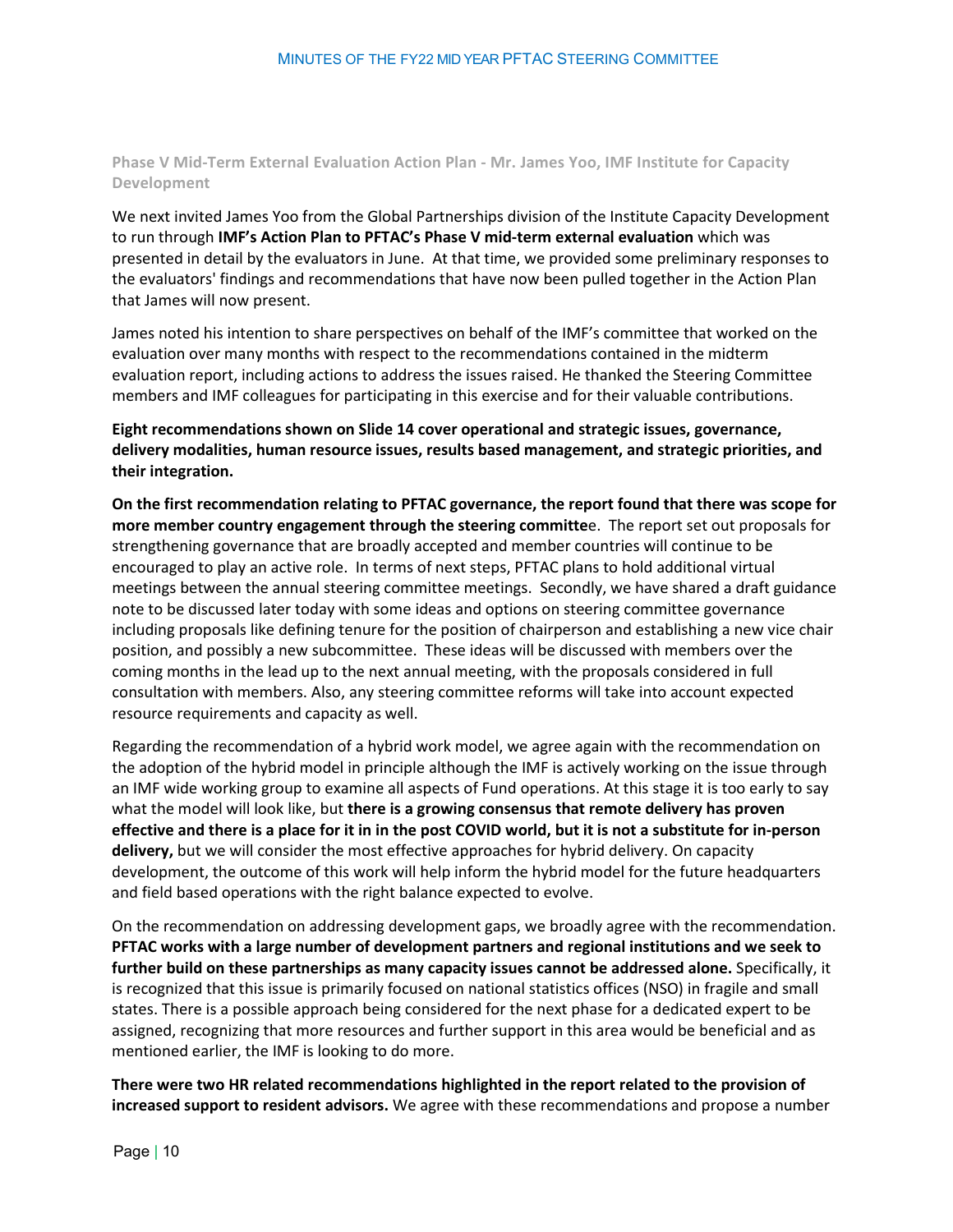### Phase V Mid-Term External Evaluation Action Plan - Mr. James Yoo, IMF Institute for Capacity Development

We next invited James Yoo from the Global Partnerships division of the Institute Capacity Development to run through **IMF's Action Plan to PFTAC's Phase V mid-term external evaluation** which was presented in detail by the evaluators in June. At that time, we provided some preliminary responses to the evaluators' findings and recommendations that have now been pulled together in the Action Plan that James will now present.

James noted his intention to share perspectives on behalf of the IMF's committee that worked on the evaluation over many months with respect to the recommendations contained in the midterm evaluation report, including actions to address the issues raised. He thanked the Steering Committee members and IMF colleagues for participating in this exercise and for their valuable contributions.

**Eight recommendations shown on Slide 14 cover operational and strategic issues, governance, delivery modalities, human resource issues, results based management, and strategic priorities, and their integration.**

**On the first recommendation relating to PFTAC governance, the report found that there was scope for more member country engagement through the steering committe**e. The report set out proposals for strengthening governance that are broadly accepted and member countries will continue to be encouraged to play an active role. In terms of next steps, PFTAC plans to hold additional virtual meetings between the annual steering committee meetings. Secondly, we have shared a draft guidance note to be discussed later today with some ideas and options on steering committee governance including proposals like defining tenure for the position of chairperson and establishing a new vice chair position, and possibly a new subcommittee. These ideas will be discussed with members over the coming months in the lead up to the next annual meeting, with the proposals considered in full consultation with members. Also, any steering committee reforms will take into account expected resource requirements and capacity as well.

Regarding the recommendation of a hybrid work model, we agree again with the recommendation on the adoption of the hybrid model in principle although the IMF is actively working on the issue through an IMF wide working group to examine all aspects of Fund operations. At this stage it is too early to say what the model will look like, but **there is a growing consensus that remote delivery has proven effective and there is a place for it in in the post COVID world, but it is not a substitute for in-person delivery,** but we will consider the most effective approaches for hybrid delivery. On capacity development, the outcome of this work will help inform the hybrid model for the future headquarters and field based operations with the right balance expected to evolve.

On the recommendation on addressing development gaps, we broadly agree with the recommendation. **PFTAC works with a large number of development partners and regional institutions and we seek to further build on these partnerships as many capacity issues cannot be addressed alone.** Specifically, it is recognized that this issue is primarily focused on national statistics offices (NSO) in fragile and small states. There is a possible approach being considered for the next phase for a dedicated expert to be assigned, recognizing that more resources and further support in this area would be beneficial and as mentioned earlier, the IMF is looking to do more.

**There were two HR related recommendations highlighted in the report related to the provision of increased support to resident advisors.** We agree with these recommendations and propose a number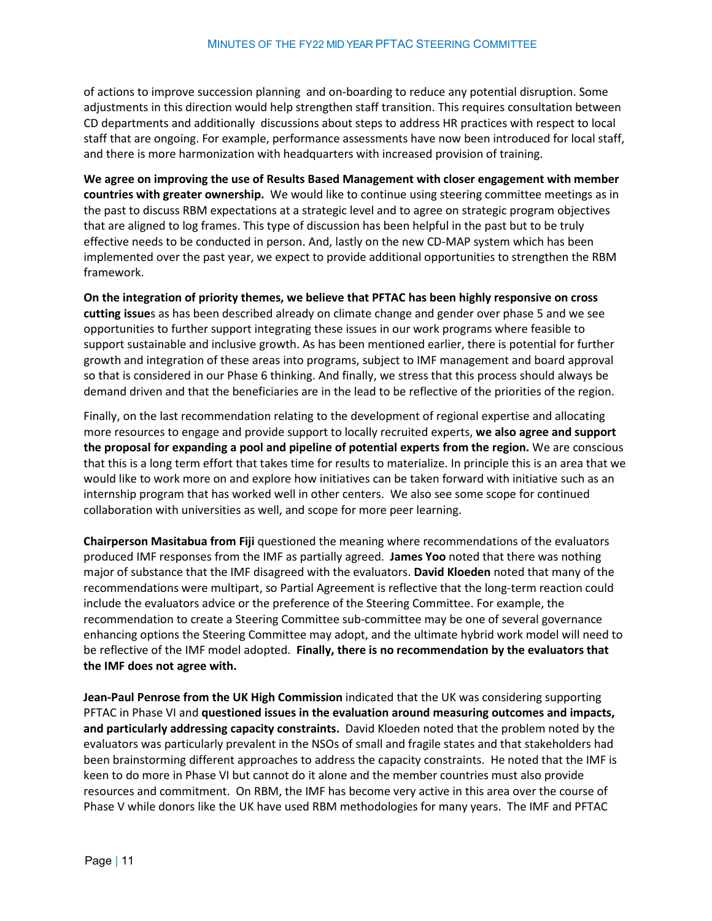of actions to improve succession planning and on-boarding to reduce any potential disruption. Some adjustments in this direction would help strengthen staff transition. This requires consultation between CD departments and additionally discussions about steps to address HR practices with respect to local staff that are ongoing. For example, performance assessments have now been introduced for local staff, and there is more harmonization with headquarters with increased provision of training.

**We agree on improving the use of Results Based Management with closer engagement with member countries with greater ownership.** We would like to continue using steering committee meetings as in the past to discuss RBM expectations at a strategic level and to agree on strategic program objectives that are aligned to log frames. This type of discussion has been helpful in the past but to be truly effective needs to be conducted in person. And, lastly on the new CD-MAP system which has been implemented over the past year, we expect to provide additional opportunities to strengthen the RBM framework.

**On the integration of priority themes, we believe that PFTAC has been highly responsive on cross cutting issue**s as has been described already on climate change and gender over phase 5 and we see opportunities to further support integrating these issues in our work programs where feasible to support sustainable and inclusive growth. As has been mentioned earlier, there is potential for further growth and integration of these areas into programs, subject to IMF management and board approval so that is considered in our Phase 6 thinking. And finally, we stress that this process should always be demand driven and that the beneficiaries are in the lead to be reflective of the priorities of the region.

Finally, on the last recommendation relating to the development of regional expertise and allocating more resources to engage and provide support to locally recruited experts, **we also agree and support the proposal for expanding a pool and pipeline of potential experts from the region.** We are conscious that this is a long term effort that takes time for results to materialize. In principle this is an area that we would like to work more on and explore how initiatives can be taken forward with initiative such as an internship program that has worked well in other centers. We also see some scope for continued collaboration with universities as well, and scope for more peer learning.

**Chairperson Masitabua from Fiji** questioned the meaning where recommendations of the evaluators produced IMF responses from the IMF as partially agreed. **James Yoo** noted that there was nothing major of substance that the IMF disagreed with the evaluators. **David Kloeden** noted that many of the recommendations were multipart, so Partial Agreement is reflective that the long-term reaction could include the evaluators advice or the preference of the Steering Committee. For example, the recommendation to create a Steering Committee sub-committee may be one of several governance enhancing options the Steering Committee may adopt, and the ultimate hybrid work model will need to be reflective of the IMF model adopted. **Finally, there is no recommendation by the evaluators that the IMF does not agree with.**

**Jean-Paul Penrose from the UK High Commission** indicated that the UK was considering supporting PFTAC in Phase VI and **questioned issues in the evaluation around measuring outcomes and impacts, and particularly addressing capacity constraints.** David Kloeden noted that the problem noted by the evaluators was particularly prevalent in the NSOs of small and fragile states and that stakeholders had been brainstorming different approaches to address the capacity constraints. He noted that the IMF is keen to do more in Phase VI but cannot do it alone and the member countries must also provide resources and commitment. On RBM, the IMF has become very active in this area over the course of Phase V while donors like the UK have used RBM methodologies for many years. The IMF and PFTAC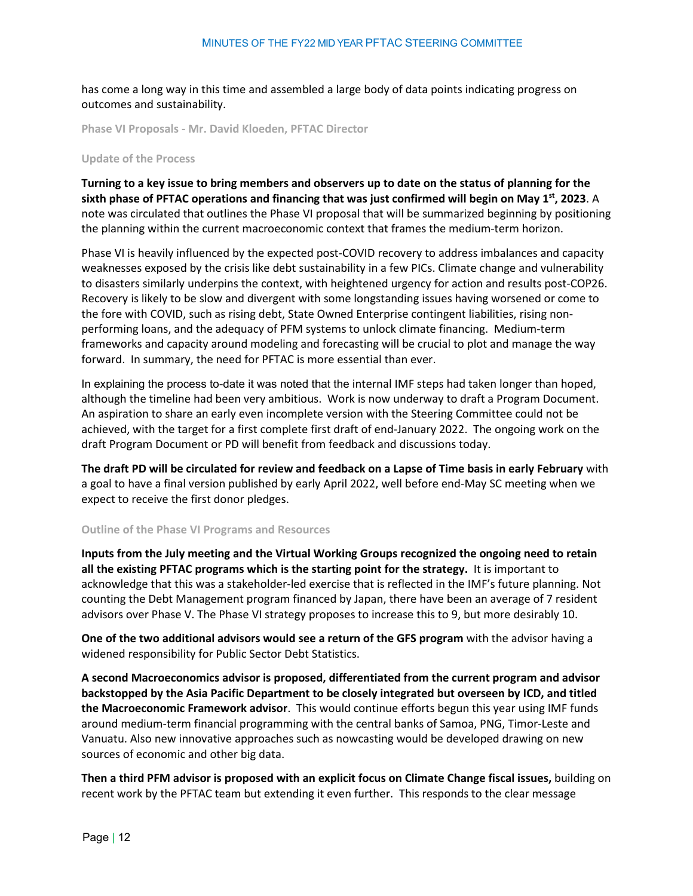has come a long way in this time and assembled a large body of data points indicating progress on outcomes and sustainability.

### Phase VI Proposals - Mr. David Kloeden, PFTAC Director

#### Update of the Process

**Turning to a key issue to bring members and observers up to date on the status of planning for the sixth phase of PFTAC operations and financing that was just confirmed will begin on May 1st, 2023**. A note was circulated that outlines the Phase VI proposal that will be summarized beginning by positioning the planning within the current macroeconomic context that frames the medium-term horizon.

Phase VI is heavily influenced by the expected post-COVID recovery to address imbalances and capacity weaknesses exposed by the crisis like debt sustainability in a few PICs. Climate change and vulnerability to disasters similarly underpins the context, with heightened urgency for action and results post-COP26. Recovery is likely to be slow and divergent with some longstanding issues having worsened or come to the fore with COVID, such as rising debt, State Owned Enterprise contingent liabilities, rising non-performing loans, and the adequacy of PFM systems to unlock climate financing. Medium-term frameworks and capacity around modeling and forecasting will be crucial to plot and manage the way forward. In summary, the need for PFTAC is more essential than ever.

In explaining the process to-date it was noted that the internal IMF steps had taken longer than hoped, although the timeline had been very ambitious. Work is now underway to draft a Program Document. An aspiration to share an early even incomplete version with the Steering Committee could not be achieved, with the target for a first complete first draft of end-January 2022. The ongoing work on the draft Program Document or PD will benefit from feedback and discussions today.

**The draft PD will be circulated for review and feedback on a Lapse of Time basis in early February** with a goal to have a final version published by early April 2022, well before end-May SC meeting when we expect to receive the first donor pledges.

#### Outline of the Phase VI Programs and Resources

**Inputs from the July meeting and the Virtual Working Groups recognized the ongoing need to retain all the existing PFTAC programs which is the starting point for the strategy.** It is important to acknowledge that this was a stakeholder-led exercise that is reflected in the IMF's future planning. Not counting the Debt Management program financed by Japan, there have been an average of 7 resident advisors over Phase V. The Phase VI strategy proposes to increase this to 9, but more desirably 10.

**One of the two additional advisors would see a return of the GFS program** with the advisor having a widened responsibility for Public Sector Debt Statistics.

**A second Macroeconomics advisor is proposed, differentiated from the current program and advisor backstopped by the Asia Pacific Department to be closely integrated but overseen by ICD, and titled the Macroeconomic Framework advisor**. This would continue efforts begun this year using IMF funds around medium-term financial programming with the central banks of Samoa, PNG, Timor-Leste and Vanuatu. Also new innovative approaches such as nowcasting would be developed drawing on new sources of economic and other big data.

**Then a third PFM advisor is proposed with an explicit focus on Climate Change fiscal issues,** building on recent work by the PFTAC team but extending it even further. This responds to the clear message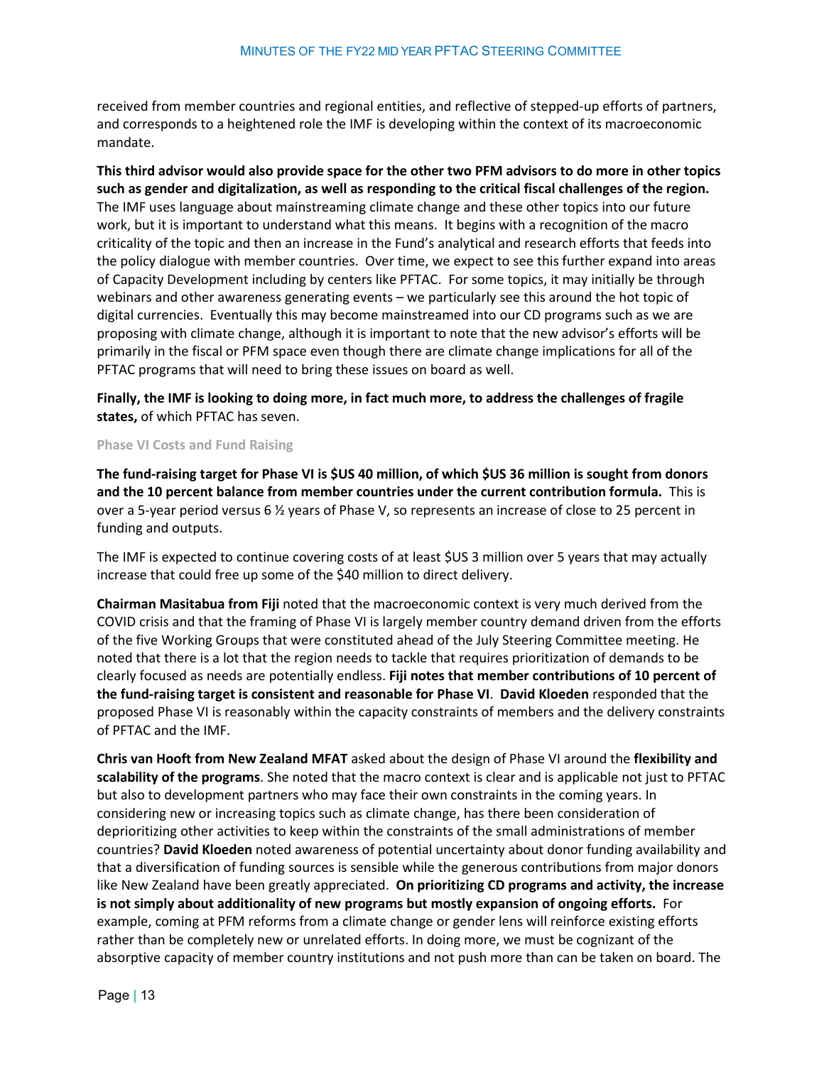received from member countries and regional entities, and reflective of stepped-up efforts of partners, and corresponds to a heightened role the IMF is developing within the context of its macroeconomic mandate.

**This third advisor would also provide space for the other two PFM advisors to do more in other topics such as gender and digitalization, as well as responding to the critical fiscal challenges of the region.** The IMF uses language about mainstreaming climate change and these other topics into our future work, but it is important to understand what this means. It begins with a recognition of the macro criticality of the topic and then an increase in the Fund's analytical and research efforts that feeds into the policy dialogue with member countries. Over time, we expect to see this further expand into areas of Capacity Development including by centers like PFTAC. For some topics, it may initially be through webinars and other awareness generating events – we particularly see this around the hot topic of digital currencies. Eventually this may become mainstreamed into our CD programs such as we are proposing with climate change, although it is important to note that the new advisor's efforts will be primarily in the fiscal or PFM space even though there are climate change implications for all of the PFTAC programs that will need to bring these issues on board as well.

**Finally, the IMF is looking to doing more, in fact much more, to address the challenges of fragile states,** of which PFTAC has seven.

#### Phase VI Costs and Fund Raising

**The fund-raising target for Phase VI is $US 40 million, of which $US 36 million is sought from donors and the 10 percent balance from member countries under the current contribution formula.** This is over a 5-year period versus 6 ½ years of Phase V, so represents an increase of close to 25 percent in funding and outputs.

The IMF is expected to continue covering costs of at least $US 3 million over 5 years that may actually increase that could free up some of the $40 million to direct delivery.

**Chairman Masitabua from Fiji** noted that the macroeconomic context is very much derived from the COVID crisis and that the framing of Phase VI is largely member country demand driven from the efforts of the five Working Groups that were constituted ahead of the July Steering Committee meeting. He noted that there is a lot that the region needs to tackle that requires prioritization of demands to be clearly focused as needs are potentially endless. **Fiji notes that member contributions of 10 percent of the fund-raising target is consistent and reasonable for Phase VI**. **David Kloeden** responded that the proposed Phase VI is reasonably within the capacity constraints of members and the delivery constraints of PFTAC and the IMF.

**Chris van Hooft from New Zealand MFAT** asked about the design of Phase VI around the **flexibility and scalability of the programs**. She noted that the macro context is clear and is applicable not just to PFTAC but also to development partners who may face their own constraints in the coming years. In considering new or increasing topics such as climate change, has there been consideration of deprioritizing other activities to keep within the constraints of the small administrations of member countries? **David Kloeden** noted awareness of potential uncertainty about donor funding availability and that a diversification of funding sources is sensible while the generous contributions from major donors like New Zealand have been greatly appreciated. **On prioritizing CD programs and activity, the increase is not simply about additionality of new programs but mostly expansion of ongoing efforts.** For example, coming at PFM reforms from a climate change or gender lens will reinforce existing efforts rather than be completely new or unrelated efforts. In doing more, we must be cognizant of the absorptive capacity of member country institutions and not push more than can be taken on board. The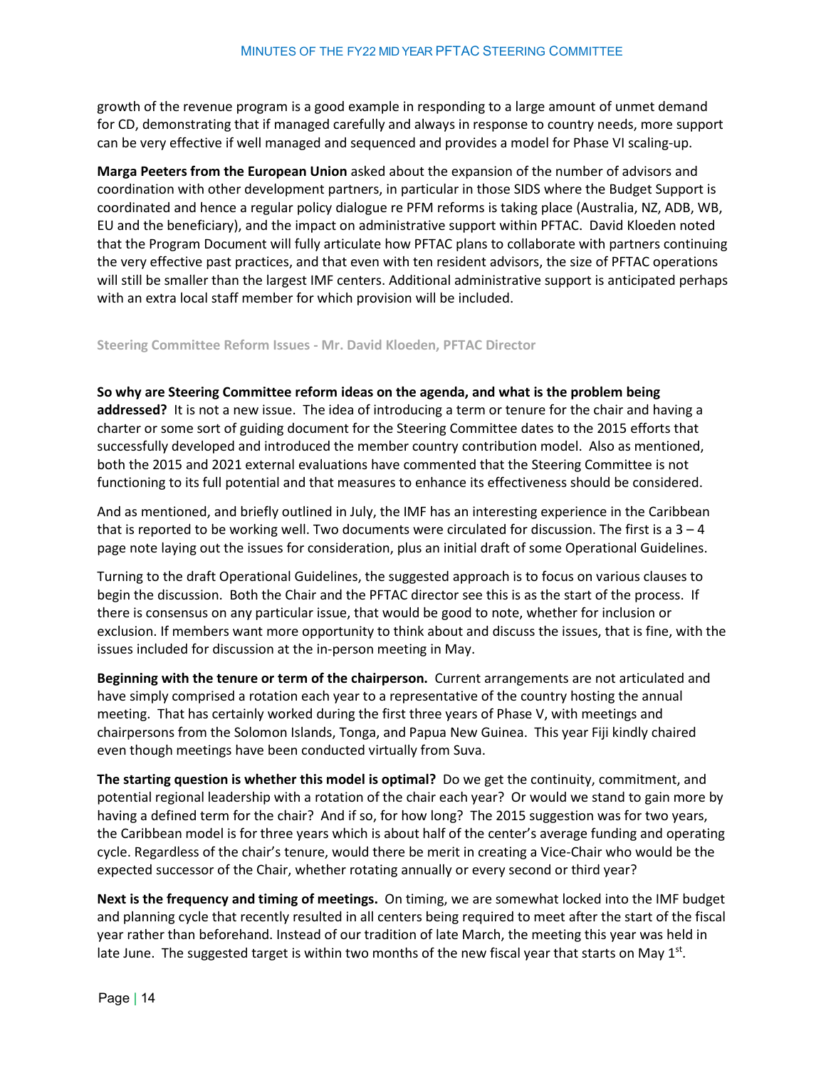growth of the revenue program is a good example in responding to a large amount of unmet demand for CD, demonstrating that if managed carefully and always in response to country needs, more support can be very effective if well managed and sequenced and provides a model for Phase VI scaling-up.

**Marga Peeters from the European Union** asked about the expansion of the number of advisors and coordination with other development partners, in particular in those SIDS where the Budget Support is coordinated and hence a regular policy dialogue re PFM reforms is taking place (Australia, NZ, ADB, WB, EU and the beneficiary), and the impact on administrative support within PFTAC. David Kloeden noted that the Program Document will fully articulate how PFTAC plans to collaborate with partners continuing the very effective past practices, and that even with ten resident advisors, the size of PFTAC operations will still be smaller than the largest IMF centers. Additional administrative support is anticipated perhaps with an extra local staff member for which provision will be included.

### Steering Committee Reform Issues - Mr. David Kloeden, PFTAC Director

**So why are Steering Committee reform ideas on the agenda, and what is the problem being addressed?** It is not a new issue. The idea of introducing a term or tenure for the chair and having a charter or some sort of guiding document for the Steering Committee dates to the 2015 efforts that successfully developed and introduced the member country contribution model. Also as mentioned, both the 2015 and 2021 external evaluations have commented that the Steering Committee is not functioning to its full potential and that measures to enhance its effectiveness should be considered.

And as mentioned, and briefly outlined in July, the IMF has an interesting experience in the Caribbean that is reported to be working well. Two documents were circulated for discussion. The first is a 3 – 4 page note laying out the issues for consideration, plus an initial draft of some Operational Guidelines.

Turning to the draft Operational Guidelines, the suggested approach is to focus on various clauses to begin the discussion. Both the Chair and the PFTAC director see this is as the start of the process. If there is consensus on any particular issue, that would be good to note, whether for inclusion or exclusion. If members want more opportunity to think about and discuss the issues, that is fine, with the issues included for discussion at the in-person meeting in May.

**Beginning with the tenure or term of the chairperson.** Current arrangements are not articulated and have simply comprised a rotation each year to a representative of the country hosting the annual meeting. That has certainly worked during the first three years of Phase V, with meetings and chairpersons from the Solomon Islands, Tonga, and Papua New Guinea. This year Fiji kindly chaired even though meetings have been conducted virtually from Suva.

**The starting question is whether this model is optimal?** Do we get the continuity, commitment, and potential regional leadership with a rotation of the chair each year? Or would we stand to gain more by having a defined term for the chair? And if so, for how long? The 2015 suggestion was for two years, the Caribbean model is for three years which is about half of the center's average funding and operating cycle. Regardless of the chair's tenure, would there be merit in creating a Vice-Chair who would be the expected successor of the Chair, whether rotating annually or every second or third year?

**Next is the frequency and timing of meetings.** On timing, we are somewhat locked into the IMF budget and planning cycle that recently resulted in all centers being required to meet after the start of the fiscal year rather than beforehand. Instead of our tradition of late March, the meeting this year was held in late June. The suggested target is within two months of the new fiscal year that starts on May 1st.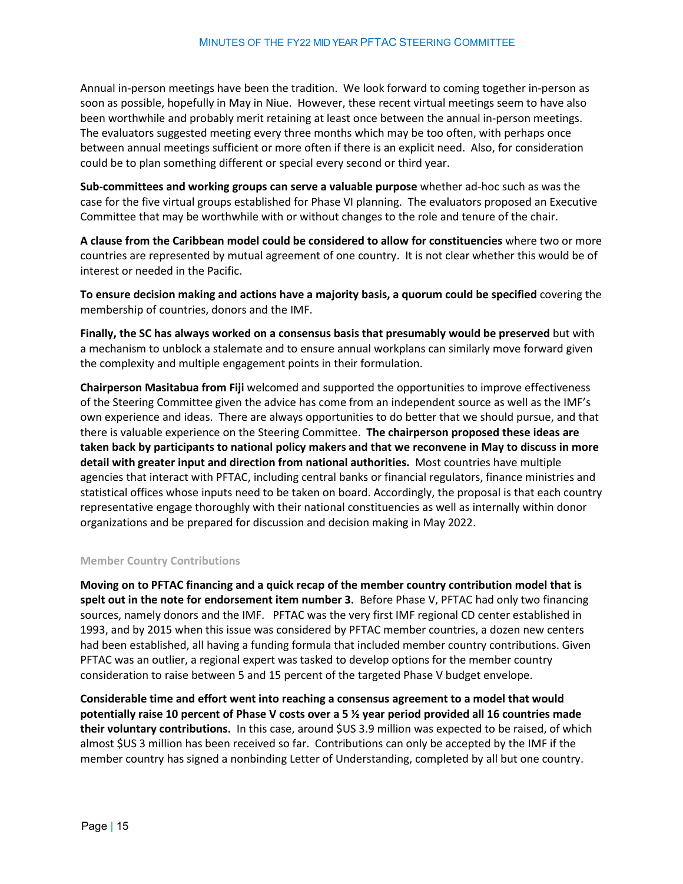Annual in-person meetings have been the tradition. We look forward to coming together in-person as soon as possible, hopefully in May in Niue. However, these recent virtual meetings seem to have also been worthwhile and probably merit retaining at least once between the annual in-person meetings. The evaluators suggested meeting every three months which may be too often, with perhaps once between annual meetings sufficient or more often if there is an explicit need. Also, for consideration could be to plan something different or special every second or third year.

**Sub-committees and working groups can serve a valuable purpose** whether ad-hoc such as was the case for the five virtual groups established for Phase VI planning. The evaluators proposed an Executive Committee that may be worthwhile with or without changes to the role and tenure of the chair.

**A clause from the Caribbean model could be considered to allow for constituencies** where two or more countries are represented by mutual agreement of one country. It is not clear whether this would be of interest or needed in the Pacific.

**To ensure decision making and actions have a majority basis, a quorum could be specified** covering the membership of countries, donors and the IMF.

**Finally, the SC has always worked on a consensus basis that presumably would be preserved** but with a mechanism to unblock a stalemate and to ensure annual workplans can similarly move forward given the complexity and multiple engagement points in their formulation.

**Chairperson Masitabua from Fiji** welcomed and supported the opportunities to improve effectiveness of the Steering Committee given the advice has come from an independent source as well as the IMF's own experience and ideas. There are always opportunities to do better that we should pursue, and that there is valuable experience on the Steering Committee. **The chairperson proposed these ideas are taken back by participants to national policy makers and that we reconvene in May to discuss in more detail with greater input and direction from national authorities.** Most countries have multiple agencies that interact with PFTAC, including central banks or financial regulators, finance ministries and statistical offices whose inputs need to be taken on board. Accordingly, the proposal is that each country representative engage thoroughly with their national constituencies as well as internally within donor organizations and be prepared for discussion and decision making in May 2022.

### Member Country Contributions

**Moving on to PFTAC financing and a quick recap of the member country contribution model that is spelt out in the note for endorsement item number 3.** Before Phase V, PFTAC had only two financing sources, namely donors and the IMF. PFTAC was the very first IMF regional CD center established in 1993, and by 2015 when this issue was considered by PFTAC member countries, a dozen new centers had been established, all having a funding formula that included member country contributions. Given PFTAC was an outlier, a regional expert was tasked to develop options for the member country consideration to raise between 5 and 15 percent of the targeted Phase V budget envelope.

**Considerable time and effort went into reaching a consensus agreement to a model that would potentially raise 10 percent of Phase V costs over a 5 ½ year period provided all 16 countries made their voluntary contributions.** In this case, around $US 3.9 million was expected to be raised, of which almost $US 3 million has been received so far. Contributions can only be accepted by the IMF if the member country has signed a nonbinding Letter of Understanding, completed by all but one country.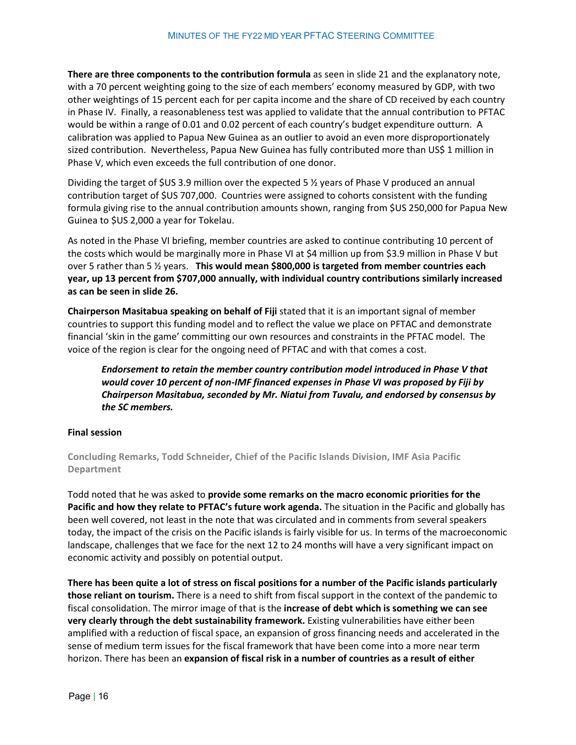**There are three components to the contribution formula** as seen in slide 21 and the explanatory note, with a 70 percent weighting going to the size of each members' economy measured by GDP, with two other weightings of 15 percent each for per capita income and the share of CD received by each country in Phase IV. Finally, a reasonableness test was applied to validate that the annual contribution to PFTAC would be within a range of 0.01 and 0.02 percent of each country's budget expenditure outturn. A calibration was applied to Papua New Guinea as an outlier to avoid an even more disproportionately sized contribution. Nevertheless, Papua New Guinea has fully contributed more than US$ 1 million in Phase V, which even exceeds the full contribution of one donor.

Dividing the target of $US 3.9 million over the expected 5 ½ years of Phase V produced an annual contribution target of $US 707,000. Countries were assigned to cohorts consistent with the funding formula giving rise to the annual contribution amounts shown, ranging from $US 250,000 for Papua New Guinea to $US 2,000 a year for Tokelau.

As noted in the Phase VI briefing, member countries are asked to continue contributing 10 percent of the costs which would be marginally more in Phase VI at $4 million up from $3.9 million in Phase V but over 5 rather than 5 ½ years. **This would mean $800,000 is targeted from member countries each year, up 13 percent from $707,000 annually, with individual country contributions similarly increased as can be seen in slide 26.**

**Chairperson Masitabua speaking on behalf of Fiji** stated that it is an important signal of member countries to support this funding model and to reflect the value we place on PFTAC and demonstrate financial 'skin in the game' committing our own resources and constraints in the PFTAC model. The voice of the region is clear for the ongoing need of PFTAC and with that comes a cost.

> ***Endorsement to retain the member country contribution model introduced in Phase V that would cover 10 percent of non-IMF financed expenses in Phase VI was proposed by Fiji by Chairperson Masitabua, seconded by Mr. Niatui from Tuvalu, and endorsed by consensus by the SC members.***

### Final session

#### Concluding Remarks, Todd Schneider, Chief of the Pacific Islands Division, IMF Asia Pacific Department

Todd noted that he was asked to **provide some remarks on the macro economic priorities for the Pacific and how they relate to PFTAC's future work agenda.** The situation in the Pacific and globally has been well covered, not least in the note that was circulated and in comments from several speakers today, the impact of the crisis on the Pacific islands is fairly visible for us. In terms of the macroeconomic landscape, challenges that we face for the next 12 to 24 months will have a very significant impact on economic activity and possibly on potential output.

**There has been quite a lot of stress on fiscal positions for a number of the Pacific islands particularly those reliant on tourism.** There is a need to shift from fiscal support in the context of the pandemic to fiscal consolidation. The mirror image of that is the **increase of debt which is something we can see very clearly through the debt sustainability framework.** Existing vulnerabilities have either been amplified with a reduction of fiscal space, an expansion of gross financing needs and accelerated in the sense of medium term issues for the fiscal framework that have been come into a more near term horizon. There has been an **expansion of fiscal risk in a number of countries as a result of either**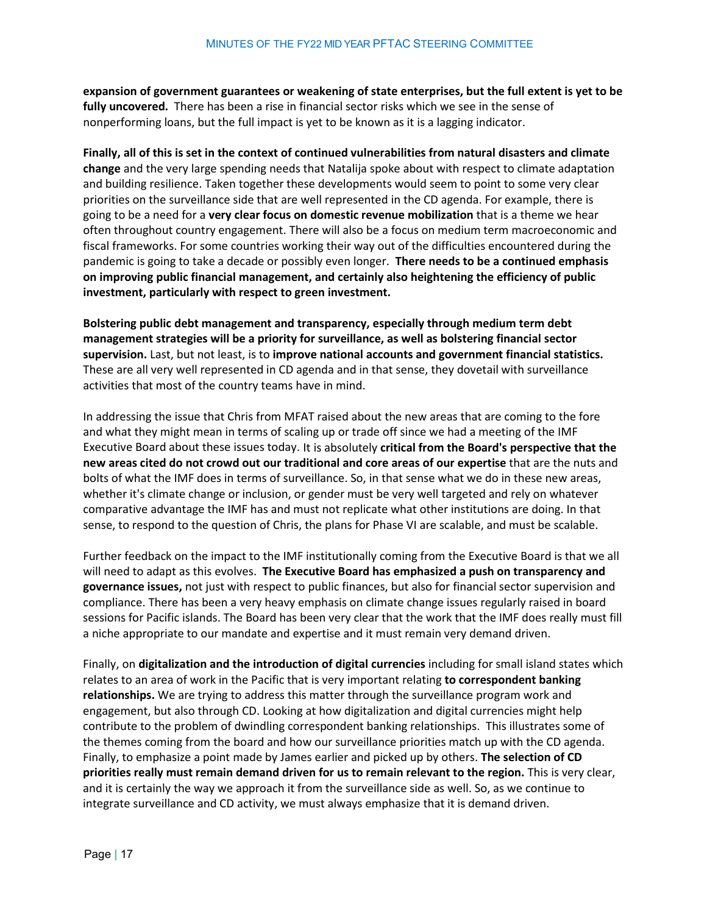**expansion of government guarantees or weakening of state enterprises, but the full extent is yet to be fully uncovered.** There has been a rise in financial sector risks which we see in the sense of nonperforming loans, but the full impact is yet to be known as it is a lagging indicator.

**Finally, all of this is set in the context of continued vulnerabilities from natural disasters and climate change** and the very large spending needs that Natalija spoke about with respect to climate adaptation and building resilience. Taken together these developments would seem to point to some very clear priorities on the surveillance side that are well represented in the CD agenda. For example, there is going to be a need for a **very clear focus on domestic revenue mobilization** that is a theme we hear often throughout country engagement. There will also be a focus on medium term macroeconomic and fiscal frameworks. For some countries working their way out of the difficulties encountered during the pandemic is going to take a decade or possibly even longer. **There needs to be a continued emphasis on improving public financial management, and certainly also heightening the efficiency of public investment, particularly with respect to green investment.**

**Bolstering public debt management and transparency, especially through medium term debt management strategies will be a priority for surveillance, as well as bolstering financial sector supervision.** Last, but not least, is to **improve national accounts and government financial statistics.** These are all very well represented in CD agenda and in that sense, they dovetail with surveillance activities that most of the country teams have in mind.

In addressing the issue that Chris from MFAT raised about the new areas that are coming to the fore and what they might mean in terms of scaling up or trade off since we had a meeting of the IMF Executive Board about these issues today. It is absolutely **critical from the Board's perspective that the new areas cited do not crowd out our traditional and core areas of our expertise** that are the nuts and bolts of what the IMF does in terms of surveillance. So, in that sense what we do in these new areas, whether it's climate change or inclusion, or gender must be very well targeted and rely on whatever comparative advantage the IMF has and must not replicate what other institutions are doing. In that sense, to respond to the question of Chris, the plans for Phase VI are scalable, and must be scalable.

Further feedback on the impact to the IMF institutionally coming from the Executive Board is that we all will need to adapt as this evolves. **The Executive Board has emphasized a push on transparency and governance issues,** not just with respect to public finances, but also for financial sector supervision and compliance. There has been a very heavy emphasis on climate change issues regularly raised in board sessions for Pacific islands. The Board has been very clear that the work that the IMF does really must fill a niche appropriate to our mandate and expertise and it must remain very demand driven.

Finally, on **digitalization and the introduction of digital currencies** including for small island states which relates to an area of work in the Pacific that is very important relating **to correspondent banking relationships.** We are trying to address this matter through the surveillance program work and engagement, but also through CD. Looking at how digitalization and digital currencies might help contribute to the problem of dwindling correspondent banking relationships. This illustrates some of the themes coming from the board and how our surveillance priorities match up with the CD agenda. Finally, to emphasize a point made by James earlier and picked up by others. **The selection of CD priorities really must remain demand driven for us to remain relevant to the region.** This is very clear, and it is certainly the way we approach it from the surveillance side as well. So, as we continue to integrate surveillance and CD activity, we must always emphasize that it is demand driven.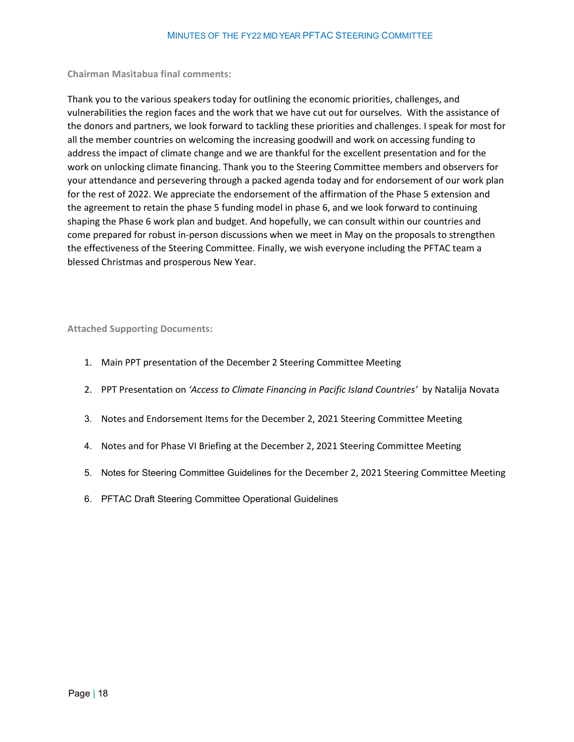**Chairman Masitabua final comments:**

Thank you to the various speakers today for outlining the economic priorities, challenges, and vulnerabilities the region faces and the work that we have cut out for ourselves. With the assistance of the donors and partners, we look forward to tackling these priorities and challenges. I speak for most for all the member countries on welcoming the increasing goodwill and work on accessing funding to address the impact of climate change and we are thankful for the excellent presentation and for the work on unlocking climate financing. Thank you to the Steering Committee members and observers for your attendance and persevering through a packed agenda today and for endorsement of our work plan for the rest of 2022. We appreciate the endorsement of the affirmation of the Phase 5 extension and the agreement to retain the phase 5 funding model in phase 6, and we look forward to continuing shaping the Phase 6 work plan and budget. And hopefully, we can consult within our countries and come prepared for robust in-person discussions when we meet in May on the proposals to strengthen the effectiveness of the Steering Committee. Finally, we wish everyone including the PFTAC team a blessed Christmas and prosperous New Year.

**Attached Supporting Documents:**

1. Main PPT presentation of the December 2 Steering Committee Meeting
2. PPT Presentation on *'Access to Climate Financing in Pacific Island Countries'* by Natalija Novata
3. Notes and Endorsement Items for the December 2, 2021 Steering Committee Meeting
4. Notes and for Phase VI Briefing at the December 2, 2021 Steering Committee Meeting
5. Notes for Steering Committee Guidelines for the December 2, 2021 Steering Committee Meeting
6. PFTAC Draft Steering Committee Operational Guidelines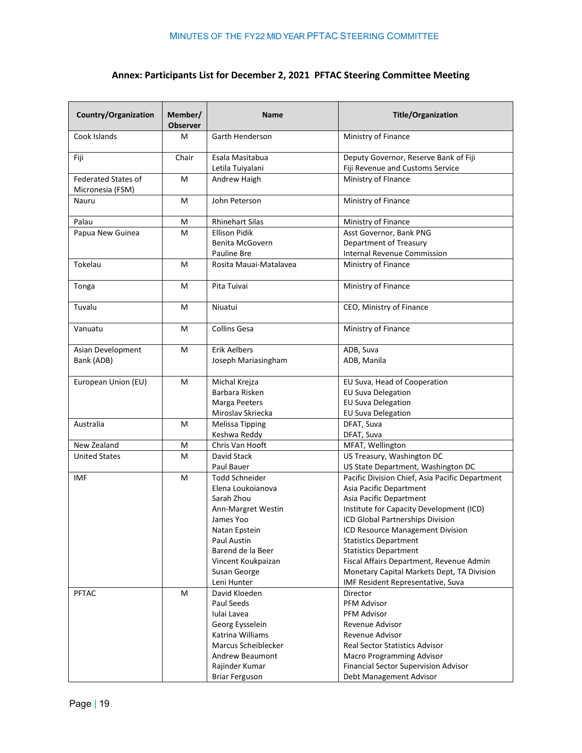## Annex: Participants List for December 2, 2021 PFTAC Steering Committee Meeting

| Country/Organization | Member/ Observer | Name | Title/Organization |
|---|---|---|---|
| Cook Islands | M | Garth Henderson | Ministry of Finance |
| Fiji | Chair | Esala Masitabua<br>Letila Tuiyalani | Deputy Governor, Reserve Bank of Fiji<br>Fiji Revenue and Customs Service |
| Federated States of Micronesia (FSM) | M | Andrew Haigh | Ministry of FInance |
| Nauru | M | John Peterson | Ministry of Finance |
| Palau | M | Rhinehart Silas | Ministry of Finance |
| Papua New Guinea | M | Ellison Pidik<br>Benita McGovern<br>Pauline Bre | Asst Governor, Bank PNG<br>Department of Treasury<br>Internal Revenue Commission |
| Tokelau | M | Rosita Mauai-Matalavea | Ministry of Finance |
| Tonga | M | Pita Tuivai | Ministry of Finance |
| Tuvalu | M | Niuatui | CEO, Ministry of Finance |
| Vanuatu | M | Collins Gesa | Ministry of Finance |
| Asian Development Bank (ADB) | M | Erik Aelbers<br>Joseph Mariasingham | ADB, Suva<br>ADB, Manila |
| European Union (EU) | M | Michal Krejza<br>Barbara Risken<br>Marga Peeters<br>Miroslav Skriecka | EU Suva, Head of Cooperation<br>EU Suva Delegation<br>EU Suva Delegation<br>EU Suva Delegation |
| Australia | M | Melissa Tipping<br>Keshwa Reddy | DFAT, Suva<br>DFAT, Suva |
| New Zealand | M | Chris Van Hooft | MFAT, Wellington |
| United States | M | David Stack<br>Paul Bauer | US Treasury, Washington DC<br>US State Department, Washington DC |
| IMF | M | Todd Schneider<br>Elena Loukoianova<br>Sarah Zhou<br>Ann-Margret Westin<br>James Yoo<br>Natan Epstein<br>Paul Austin<br>Barend de la Beer<br>Vincent Koukpaizan<br>Susan George<br>Leni Hunter | Pacific Division Chief, Asia Pacific Department<br>Asia Pacific Department<br>Asia Pacific Department<br>Institute for Capacity Development (ICD)<br>ICD Global Partnerships Division<br>ICD Resource Management Division<br>Statistics Department<br>Statistics Department<br>Fiscal Affairs Department, Revenue Admin<br>Monetary Capital Markets Dept, TA Division<br>IMF Resident Representative, Suva |
| PFTAC | M | David Kloeden<br>Paul Seeds<br>Iulai Lavea<br>Georg Eysselein<br>Katrina Williams<br>Marcus Scheiblecker<br>Andrew Beaumont<br>Rajinder Kumar<br>Briar Ferguson | Director<br>PFM Advisor<br>PFM Advisor<br>Revenue Advisor<br>Revenue Advisor<br>Real Sector Statistics Advisor<br>Macro Programming Advisor<br>Financial Sector Supervision Advisor<br>Debt Management Advisor |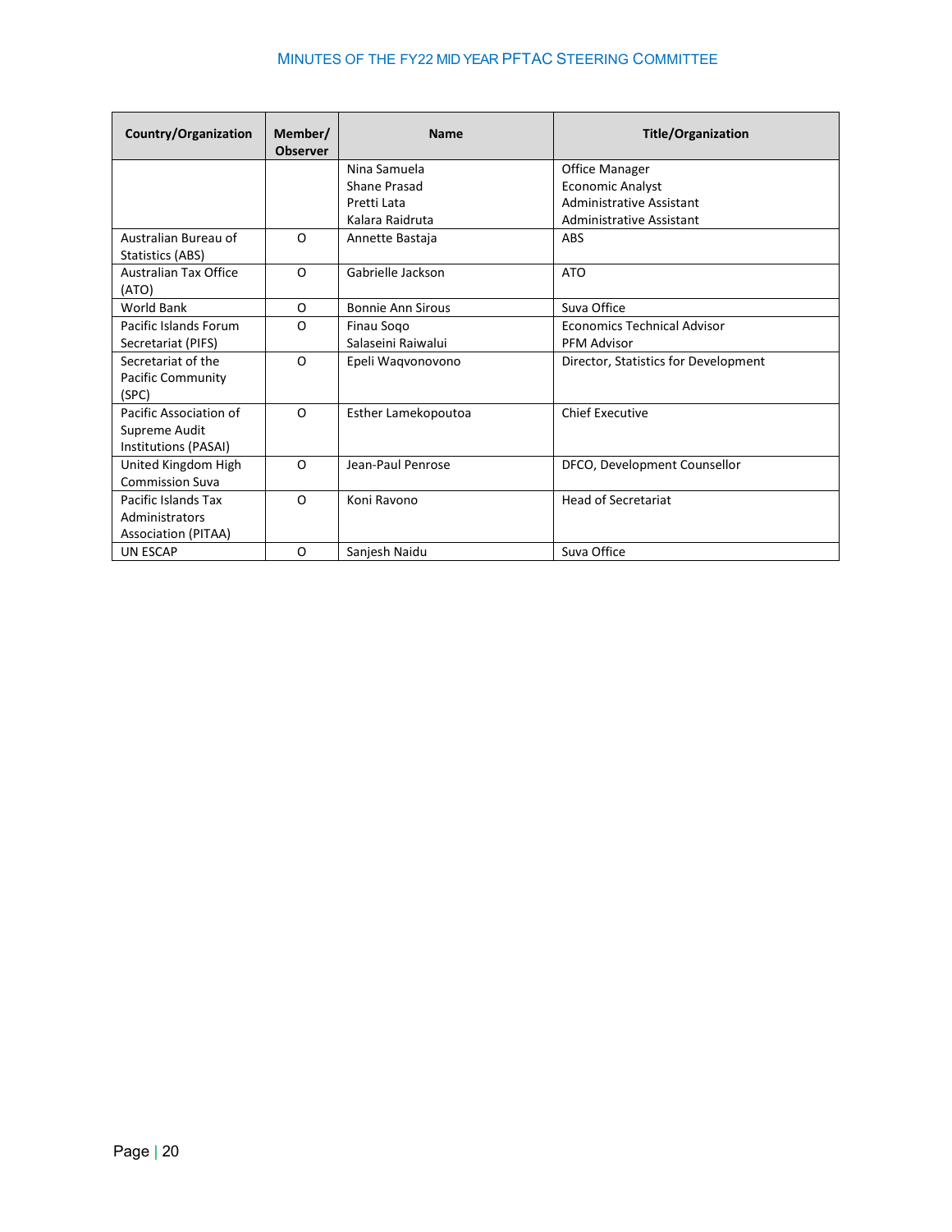| Country/Organization | Member/ Observer | Name | Title/Organization |
|---|---|---|---|
| | | Nina Samuela<br>Shane Prasad<br>Pretti Lata<br>Kalara Raidruta | Office Manager<br>Economic Analyst<br>Administrative Assistant<br>Administrative Assistant |
| Australian Bureau of Statistics (ABS) | O | Annette Bastaja | ABS |
| Australian Tax Office (ATO) | O | Gabrielle Jackson | ATO |
| World Bank | O | Bonnie Ann Sirous | Suva Office |
| Pacific Islands Forum Secretariat (PIFS) | O | Finau Soqo<br>Salaseini Raiwalui | Economics Technical Advisor<br>PFM Advisor |
| Secretariat of the Pacific Community (SPC) | O | Epeli Waqvonovono | Director, Statistics for Development |
| Pacific Association of Supreme Audit Institutions (PASAI) | O | Esther Lamekopoutoa | Chief Executive |
| United Kingdom High Commission Suva | O | Jean-Paul Penrose | DFCO, Development Counsellor |
| Pacific Islands Tax Administrators Association (PITAA) | O | Koni Ravono | Head of Secretariat |
| UN ESCAP | O | Sanjesh Naidu | Suva Office |